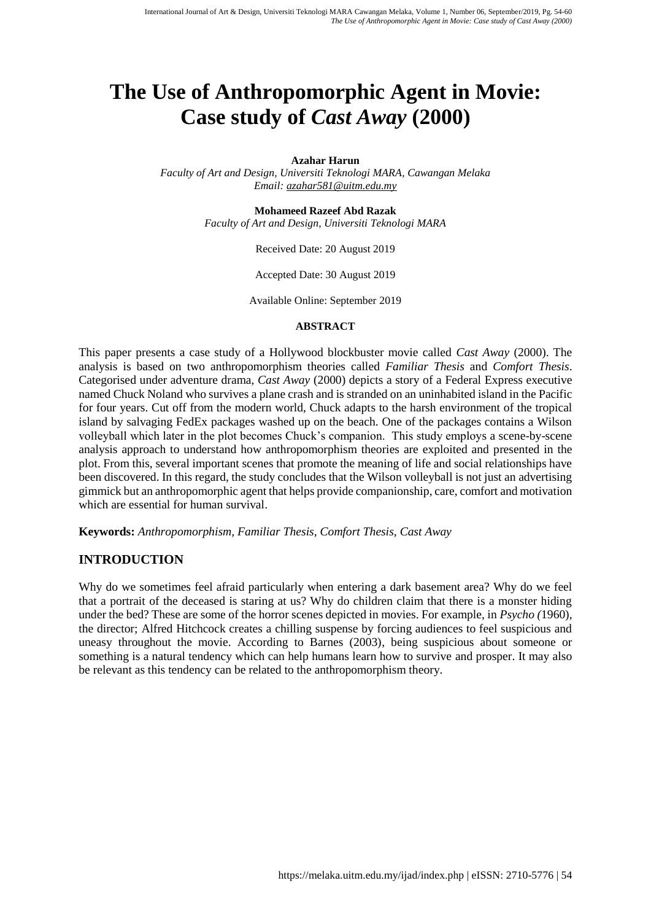# The Use of Anthropomorphic Agent in Movie: Case study of *Cast Away* (2000)

**Azahar Harun**
*Faculty of Art and Design, Universiti Teknologi MARA, Cawangan Melaka*
*Email: azahar581@uitm.edu.my*

**Mohameed Razeef Abd Razak**
*Faculty of Art and Design, Universiti Teknologi MARA*

Received Date: 20 August 2019

Accepted Date: 30 August 2019

Available Online: September 2019

#### ABSTRACT

This paper presents a case study of a Hollywood blockbuster movie called *Cast Away* (2000). The analysis is based on two anthropomorphism theories called *Familiar Thesis* and *Comfort Thesis*. Categorised under adventure drama, *Cast Away* (2000) depicts a story of a Federal Express executive named Chuck Noland who survives a plane crash and is stranded on an uninhabited island in the Pacific for four years. Cut off from the modern world, Chuck adapts to the harsh environment of the tropical island by salvaging FedEx packages washed up on the beach. One of the packages contains a Wilson volleyball which later in the plot becomes Chuck's companion. This study employs a scene-by-scene analysis approach to understand how anthropomorphism theories are exploited and presented in the plot. From this, several important scenes that promote the meaning of life and social relationships have been discovered. In this regard, the study concludes that the Wilson volleyball is not just an advertising gimmick but an anthropomorphic agent that helps provide companionship, care, comfort and motivation which are essential for human survival.

**Keywords:** *Anthropomorphism, Familiar Thesis, Comfort Thesis, Cast Away*

## INTRODUCTION

Why do we sometimes feel afraid particularly when entering a dark basement area? Why do we feel that a portrait of the deceased is staring at us? Why do children claim that there is a monster hiding under the bed? These are some of the horror scenes depicted in movies. For example, in *Psycho (*1960), the director; Alfred Hitchcock creates a chilling suspense by forcing audiences to feel suspicious and uneasy throughout the movie. According to Barnes (2003), being suspicious about someone or something is a natural tendency which can help humans learn how to survive and prosper. It may also be relevant as this tendency can be related to the anthropomorphism theory.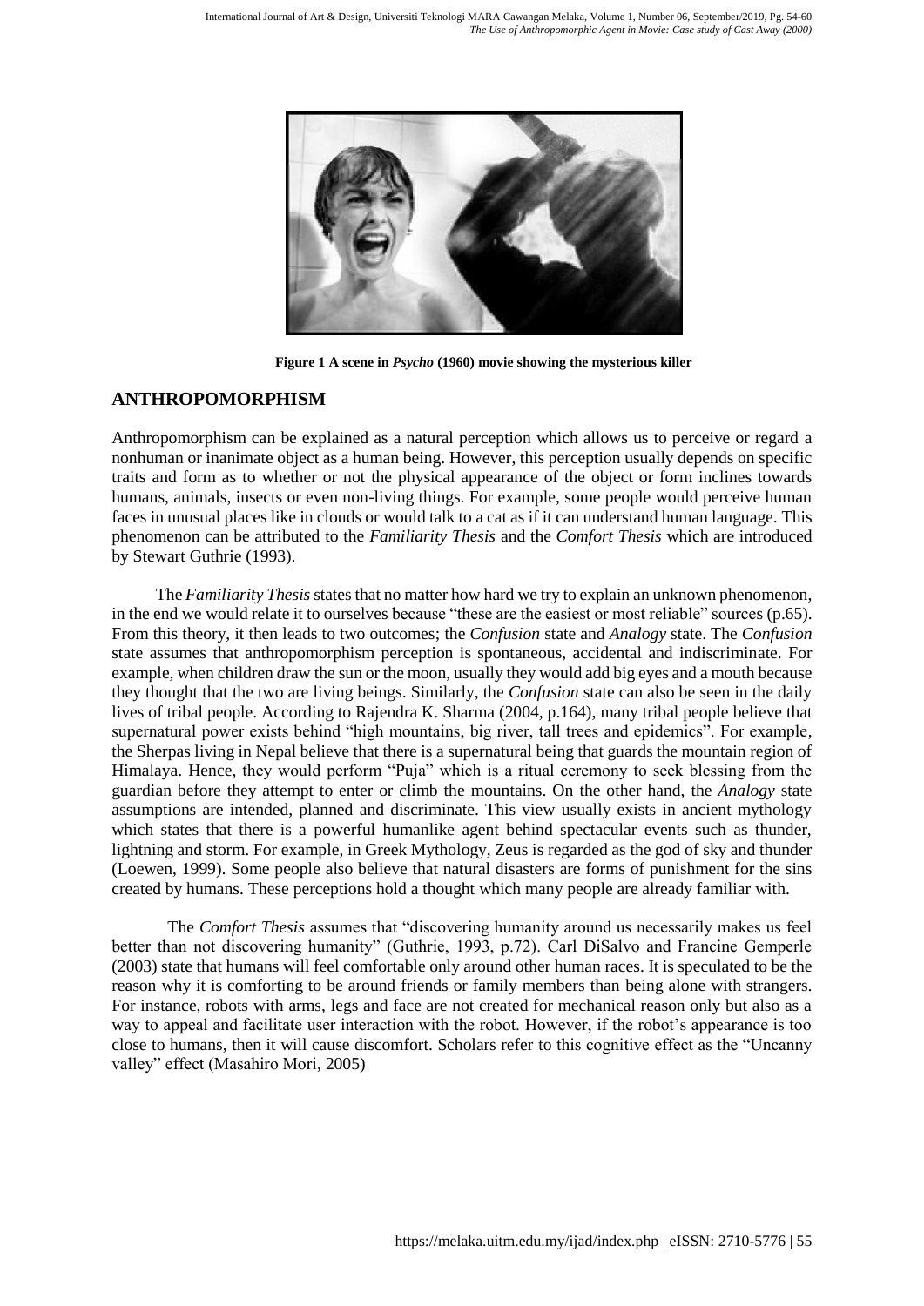**Figure 1 A scene in *Psycho* (1960) movie showing the mysterious killer**

## ANTHROPOMORPHISM

Anthropomorphism can be explained as a natural perception which allows us to perceive or regard a nonhuman or inanimate object as a human being. However, this perception usually depends on specific traits and form as to whether or not the physical appearance of the object or form inclines towards humans, animals, insects or even non-living things. For example, some people would perceive human faces in unusual places like in clouds or would talk to a cat as if it can understand human language. This phenomenon can be attributed to the *Familiarity Thesis* and the *Comfort Thesis* which are introduced by Stewart Guthrie (1993).

The *Familiarity Thesis* states that no matter how hard we try to explain an unknown phenomenon, in the end we would relate it to ourselves because "these are the easiest or most reliable" sources (p.65). From this theory, it then leads to two outcomes; the *Confusion* state and *Analogy* state. The *Confusion* state assumes that anthropomorphism perception is spontaneous, accidental and indiscriminate. For example, when children draw the sun or the moon, usually they would add big eyes and a mouth because they thought that the two are living beings. Similarly, the *Confusion* state can also be seen in the daily lives of tribal people. According to Rajendra K. Sharma (2004, p.164), many tribal people believe that supernatural power exists behind "high mountains, big river, tall trees and epidemics". For example, the Sherpas living in Nepal believe that there is a supernatural being that guards the mountain region of Himalaya. Hence, they would perform "Puja" which is a ritual ceremony to seek blessing from the guardian before they attempt to enter or climb the mountains. On the other hand, the *Analogy* state assumptions are intended, planned and discriminate. This view usually exists in ancient mythology which states that there is a powerful humanlike agent behind spectacular events such as thunder, lightning and storm. For example, in Greek Mythology, Zeus is regarded as the god of sky and thunder (Loewen, 1999). Some people also believe that natural disasters are forms of punishment for the sins created by humans. These perceptions hold a thought which many people are already familiar with.

The *Comfort Thesis* assumes that "discovering humanity around us necessarily makes us feel better than not discovering humanity" (Guthrie, 1993, p.72). Carl DiSalvo and Francine Gemperle (2003) state that humans will feel comfortable only around other human races. It is speculated to be the reason why it is comforting to be around friends or family members than being alone with strangers. For instance, robots with arms, legs and face are not created for mechanical reason only but also as a way to appeal and facilitate user interaction with the robot. However, if the robot's appearance is too close to humans, then it will cause discomfort. Scholars refer to this cognitive effect as the "Uncanny valley" effect (Masahiro Mori, 2005)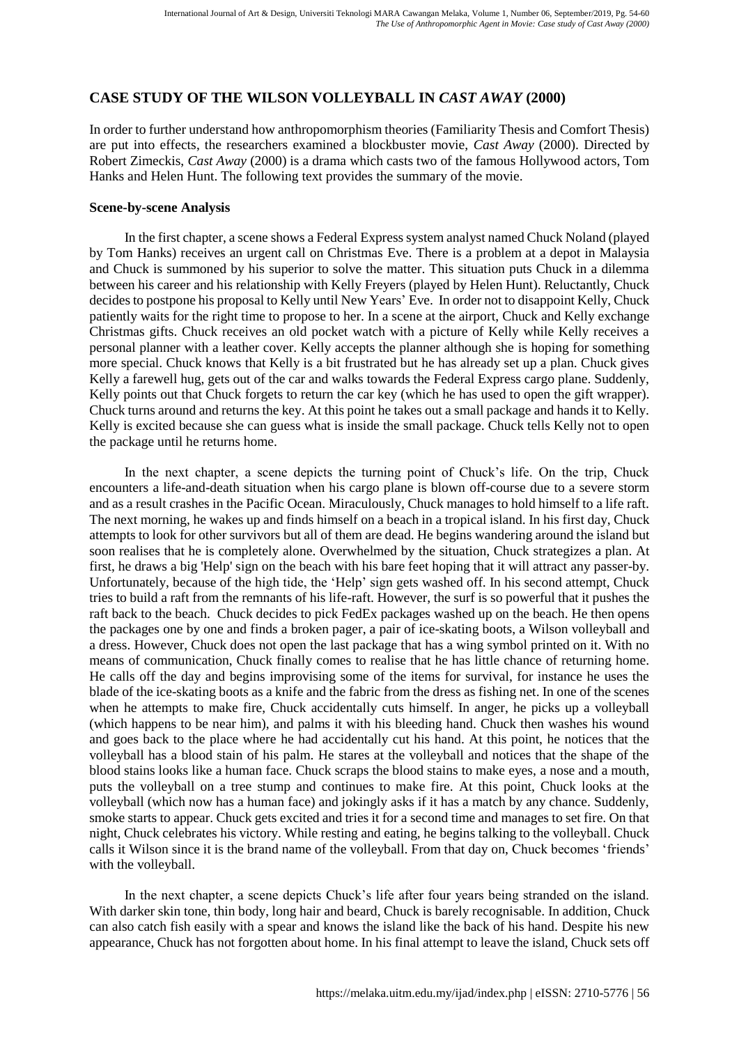## CASE STUDY OF THE WILSON VOLLEYBALL IN *CAST AWAY* (2000)

In order to further understand how anthropomorphism theories (Familiarity Thesis and Comfort Thesis) are put into effects, the researchers examined a blockbuster movie, *Cast Away* (2000). Directed by Robert Zimeckis, *Cast Away* (2000) is a drama which casts two of the famous Hollywood actors, Tom Hanks and Helen Hunt. The following text provides the summary of the movie.

### Scene-by-scene Analysis

In the first chapter, a scene shows a Federal Express system analyst named Chuck Noland (played by Tom Hanks) receives an urgent call on Christmas Eve. There is a problem at a depot in Malaysia and Chuck is summoned by his superior to solve the matter. This situation puts Chuck in a dilemma between his career and his relationship with Kelly Freyers (played by Helen Hunt). Reluctantly, Chuck decides to postpone his proposal to Kelly until New Years' Eve. In order not to disappoint Kelly, Chuck patiently waits for the right time to propose to her. In a scene at the airport, Chuck and Kelly exchange Christmas gifts. Chuck receives an old pocket watch with a picture of Kelly while Kelly receives a personal planner with a leather cover. Kelly accepts the planner although she is hoping for something more special. Chuck knows that Kelly is a bit frustrated but he has already set up a plan. Chuck gives Kelly a farewell hug, gets out of the car and walks towards the Federal Express cargo plane. Suddenly, Kelly points out that Chuck forgets to return the car key (which he has used to open the gift wrapper). Chuck turns around and returns the key. At this point he takes out a small package and hands it to Kelly. Kelly is excited because she can guess what is inside the small package. Chuck tells Kelly not to open the package until he returns home.

In the next chapter, a scene depicts the turning point of Chuck's life. On the trip, Chuck encounters a life-and-death situation when his cargo plane is blown off-course due to a severe storm and as a result crashes in the Pacific Ocean. Miraculously, Chuck manages to hold himself to a life raft. The next morning, he wakes up and finds himself on a beach in a tropical island. In his first day, Chuck attempts to look for other survivors but all of them are dead. He begins wandering around the island but soon realises that he is completely alone. Overwhelmed by the situation, Chuck strategizes a plan. At first, he draws a big 'Help' sign on the beach with his bare feet hoping that it will attract any passer-by. Unfortunately, because of the high tide, the 'Help' sign gets washed off. In his second attempt, Chuck tries to build a raft from the remnants of his life-raft. However, the surf is so powerful that it pushes the raft back to the beach. Chuck decides to pick FedEx packages washed up on the beach. He then opens the packages one by one and finds a broken pager, a pair of ice-skating boots, a Wilson volleyball and a dress. However, Chuck does not open the last package that has a wing symbol printed on it. With no means of communication, Chuck finally comes to realise that he has little chance of returning home. He calls off the day and begins improvising some of the items for survival, for instance he uses the blade of the ice-skating boots as a knife and the fabric from the dress as fishing net. In one of the scenes when he attempts to make fire, Chuck accidentally cuts himself. In anger, he picks up a volleyball (which happens to be near him), and palms it with his bleeding hand. Chuck then washes his wound and goes back to the place where he had accidentally cut his hand. At this point, he notices that the volleyball has a blood stain of his palm. He stares at the volleyball and notices that the shape of the blood stains looks like a human face. Chuck scraps the blood stains to make eyes, a nose and a mouth, puts the volleyball on a tree stump and continues to make fire. At this point, Chuck looks at the volleyball (which now has a human face) and jokingly asks if it has a match by any chance. Suddenly, smoke starts to appear. Chuck gets excited and tries it for a second time and manages to set fire. On that night, Chuck celebrates his victory. While resting and eating, he begins talking to the volleyball. Chuck calls it Wilson since it is the brand name of the volleyball. From that day on, Chuck becomes 'friends' with the volleyball.

In the next chapter, a scene depicts Chuck's life after four years being stranded on the island. With darker skin tone, thin body, long hair and beard, Chuck is barely recognisable. In addition, Chuck can also catch fish easily with a spear and knows the island like the back of his hand. Despite his new appearance, Chuck has not forgotten about home. In his final attempt to leave the island, Chuck sets off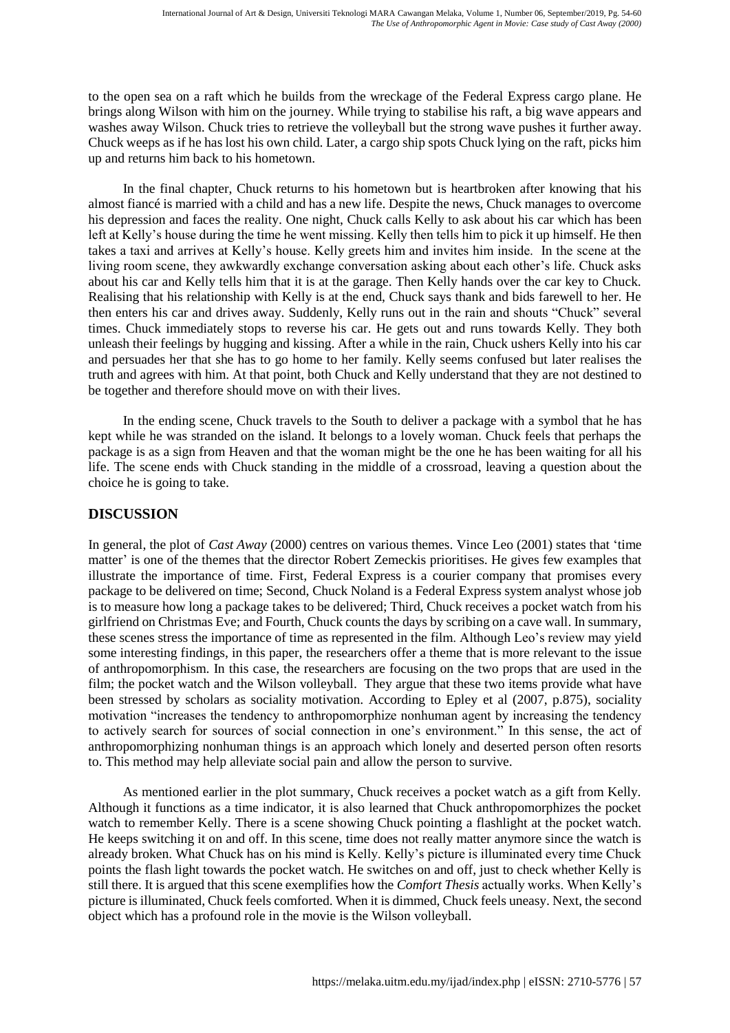to the open sea on a raft which he builds from the wreckage of the Federal Express cargo plane. He brings along Wilson with him on the journey. While trying to stabilise his raft, a big wave appears and washes away Wilson. Chuck tries to retrieve the volleyball but the strong wave pushes it further away. Chuck weeps as if he has lost his own child. Later, a cargo ship spots Chuck lying on the raft, picks him up and returns him back to his hometown.

In the final chapter, Chuck returns to his hometown but is heartbroken after knowing that his almost fiancé is married with a child and has a new life. Despite the news, Chuck manages to overcome his depression and faces the reality. One night, Chuck calls Kelly to ask about his car which has been left at Kelly's house during the time he went missing. Kelly then tells him to pick it up himself. He then takes a taxi and arrives at Kelly's house. Kelly greets him and invites him inside. In the scene at the living room scene, they awkwardly exchange conversation asking about each other's life. Chuck asks about his car and Kelly tells him that it is at the garage. Then Kelly hands over the car key to Chuck. Realising that his relationship with Kelly is at the end, Chuck says thank and bids farewell to her. He then enters his car and drives away. Suddenly, Kelly runs out in the rain and shouts "Chuck" several times. Chuck immediately stops to reverse his car. He gets out and runs towards Kelly. They both unleash their feelings by hugging and kissing. After a while in the rain, Chuck ushers Kelly into his car and persuades her that she has to go home to her family. Kelly seems confused but later realises the truth and agrees with him. At that point, both Chuck and Kelly understand that they are not destined to be together and therefore should move on with their lives.

In the ending scene, Chuck travels to the South to deliver a package with a symbol that he has kept while he was stranded on the island. It belongs to a lovely woman. Chuck feels that perhaps the package is as a sign from Heaven and that the woman might be the one he has been waiting for all his life. The scene ends with Chuck standing in the middle of a crossroad, leaving a question about the choice he is going to take.

## DISCUSSION

In general, the plot of *Cast Away* (2000) centres on various themes. Vince Leo (2001) states that 'time matter' is one of the themes that the director Robert Zemeckis prioritises. He gives few examples that illustrate the importance of time. First, Federal Express is a courier company that promises every package to be delivered on time; Second, Chuck Noland is a Federal Express system analyst whose job is to measure how long a package takes to be delivered; Third, Chuck receives a pocket watch from his girlfriend on Christmas Eve; and Fourth, Chuck counts the days by scribing on a cave wall. In summary, these scenes stress the importance of time as represented in the film. Although Leo's review may yield some interesting findings, in this paper, the researchers offer a theme that is more relevant to the issue of anthropomorphism. In this case, the researchers are focusing on the two props that are used in the film; the pocket watch and the Wilson volleyball. They argue that these two items provide what have been stressed by scholars as sociality motivation. According to Epley et al (2007, p.875), sociality motivation "increases the tendency to anthropomorphize nonhuman agent by increasing the tendency to actively search for sources of social connection in one's environment." In this sense, the act of anthropomorphizing nonhuman things is an approach which lonely and deserted person often resorts to. This method may help alleviate social pain and allow the person to survive.

As mentioned earlier in the plot summary, Chuck receives a pocket watch as a gift from Kelly. Although it functions as a time indicator, it is also learned that Chuck anthropomorphizes the pocket watch to remember Kelly. There is a scene showing Chuck pointing a flashlight at the pocket watch. He keeps switching it on and off. In this scene, time does not really matter anymore since the watch is already broken. What Chuck has on his mind is Kelly. Kelly's picture is illuminated every time Chuck points the flash light towards the pocket watch. He switches on and off, just to check whether Kelly is still there. It is argued that this scene exemplifies how the *Comfort Thesis* actually works. When Kelly's picture is illuminated, Chuck feels comforted. When it is dimmed, Chuck feels uneasy. Next, the second object which has a profound role in the movie is the Wilson volleyball.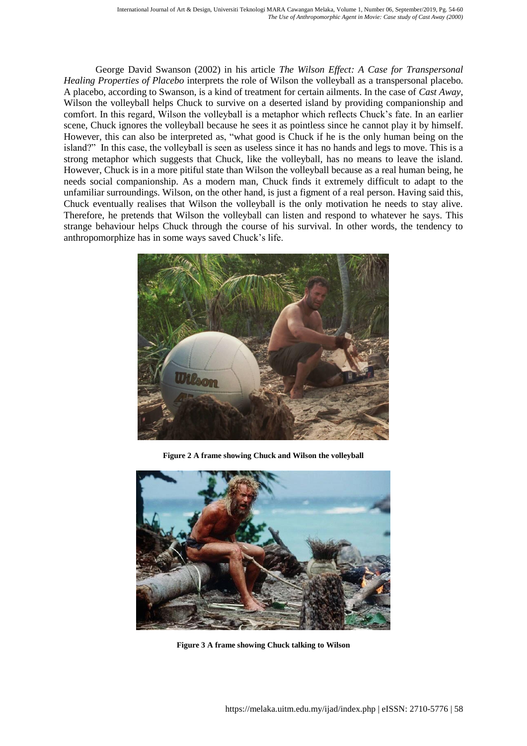George David Swanson (2002) in his article *The Wilson Effect: A Case for Transpersonal Healing Properties of Placebo* interprets the role of Wilson the volleyball as a transpersonal placebo. A placebo, according to Swanson, is a kind of treatment for certain ailments. In the case of *Cast Away*, Wilson the volleyball helps Chuck to survive on a deserted island by providing companionship and comfort. In this regard, Wilson the volleyball is a metaphor which reflects Chuck's fate. In an earlier scene, Chuck ignores the volleyball because he sees it as pointless since he cannot play it by himself. However, this can also be interpreted as, "what good is Chuck if he is the only human being on the island?" In this case, the volleyball is seen as useless since it has no hands and legs to move. This is a strong metaphor which suggests that Chuck, like the volleyball, has no means to leave the island. However, Chuck is in a more pitiful state than Wilson the volleyball because as a real human being, he needs social companionship. As a modern man, Chuck finds it extremely difficult to adapt to the unfamiliar surroundings. Wilson, on the other hand, is just a figment of a real person. Having said this, Chuck eventually realises that Wilson the volleyball is the only motivation he needs to stay alive. Therefore, he pretends that Wilson the volleyball can listen and respond to whatever he says. This strange behaviour helps Chuck through the course of his survival. In other words, the tendency to anthropomorphize has in some ways saved Chuck's life.

**Figure 2 A frame showing Chuck and Wilson the volleyball**

**Figure 3 A frame showing Chuck talking to Wilson**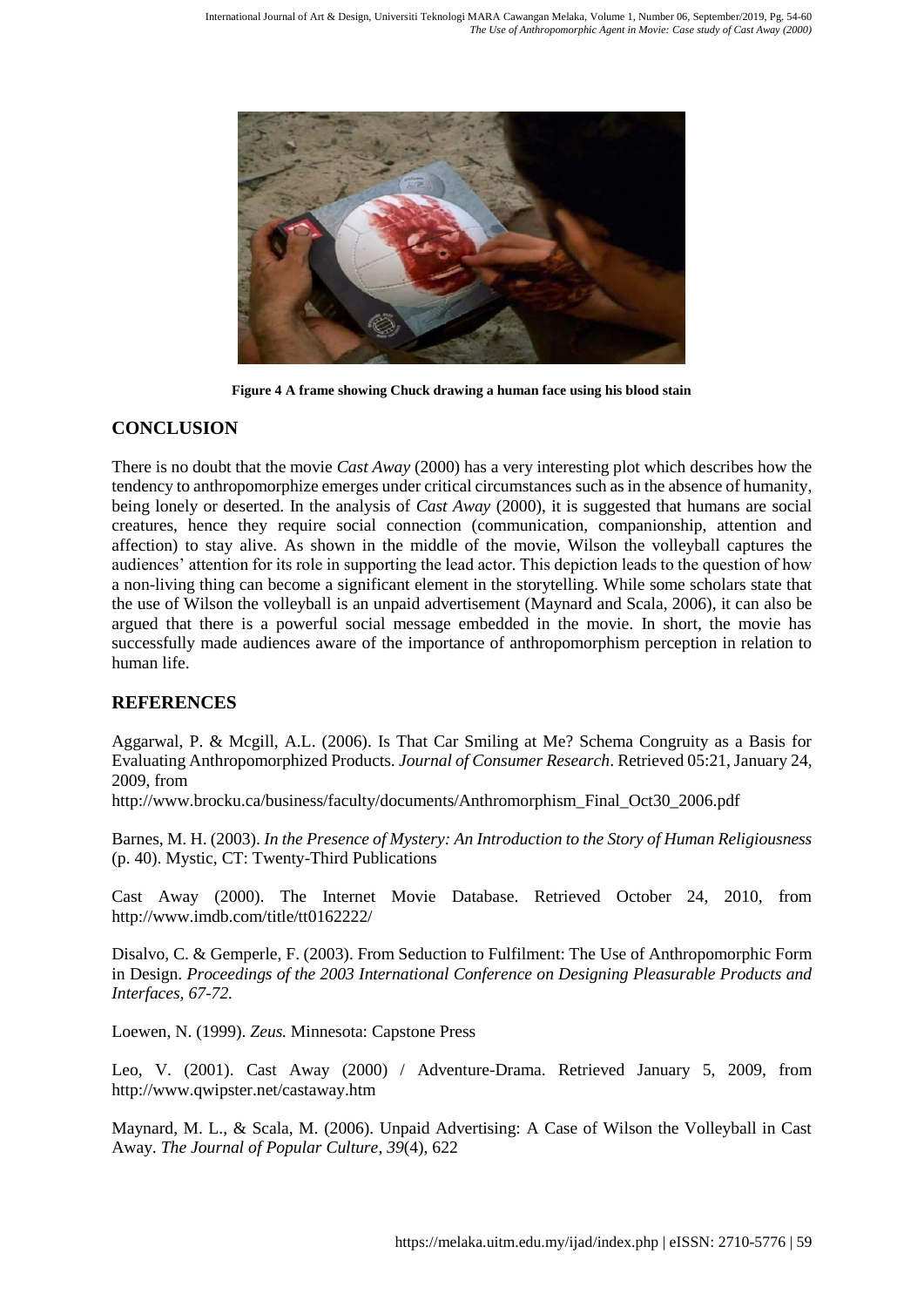**Figure 4 A frame showing Chuck drawing a human face using his blood stain**

## CONCLUSION

There is no doubt that the movie *Cast Away* (2000) has a very interesting plot which describes how the tendency to anthropomorphize emerges under critical circumstances such as in the absence of humanity, being lonely or deserted. In the analysis of *Cast Away* (2000), it is suggested that humans are social creatures, hence they require social connection (communication, companionship, attention and affection) to stay alive. As shown in the middle of the movie, Wilson the volleyball captures the audiences' attention for its role in supporting the lead actor. This depiction leads to the question of how a non-living thing can become a significant element in the storytelling. While some scholars state that the use of Wilson the volleyball is an unpaid advertisement (Maynard and Scala, 2006), it can also be argued that there is a powerful social message embedded in the movie. In short, the movie has successfully made audiences aware of the importance of anthropomorphism perception in relation to human life.

## REFERENCES

Aggarwal, P. & Mcgill, A.L. (2006). Is That Car Smiling at Me? Schema Congruity as a Basis for Evaluating Anthropomorphized Products. *Journal of Consumer Research*. Retrieved 05:21, January 24, 2009, from
http://www.brocku.ca/business/faculty/documents/Anthromorphism_Final_Oct30_2006.pdf

Barnes, M. H. (2003). *In the Presence of Mystery: An Introduction to the Story of Human Religiousness* (p. 40). Mystic, CT: Twenty-Third Publications

Cast Away (2000). The Internet Movie Database. Retrieved October 24, 2010, from http://www.imdb.com/title/tt0162222/

Disalvo, C. & Gemperle, F. (2003). From Seduction to Fulfilment: The Use of Anthropomorphic Form in Design. *Proceedings of the 2003 International Conference on Designing Pleasurable Products and Interfaces, 67-72.*

Loewen, N. (1999). *Zeus.* Minnesota: Capstone Press

Leo, V. (2001). Cast Away (2000) / Adventure-Drama. Retrieved January 5, 2009, from http://www.qwipster.net/castaway.htm

Maynard, M. L., & Scala, M. (2006). Unpaid Advertising: A Case of Wilson the Volleyball in Cast Away. *The Journal of Popular Culture*, *39*(4), 622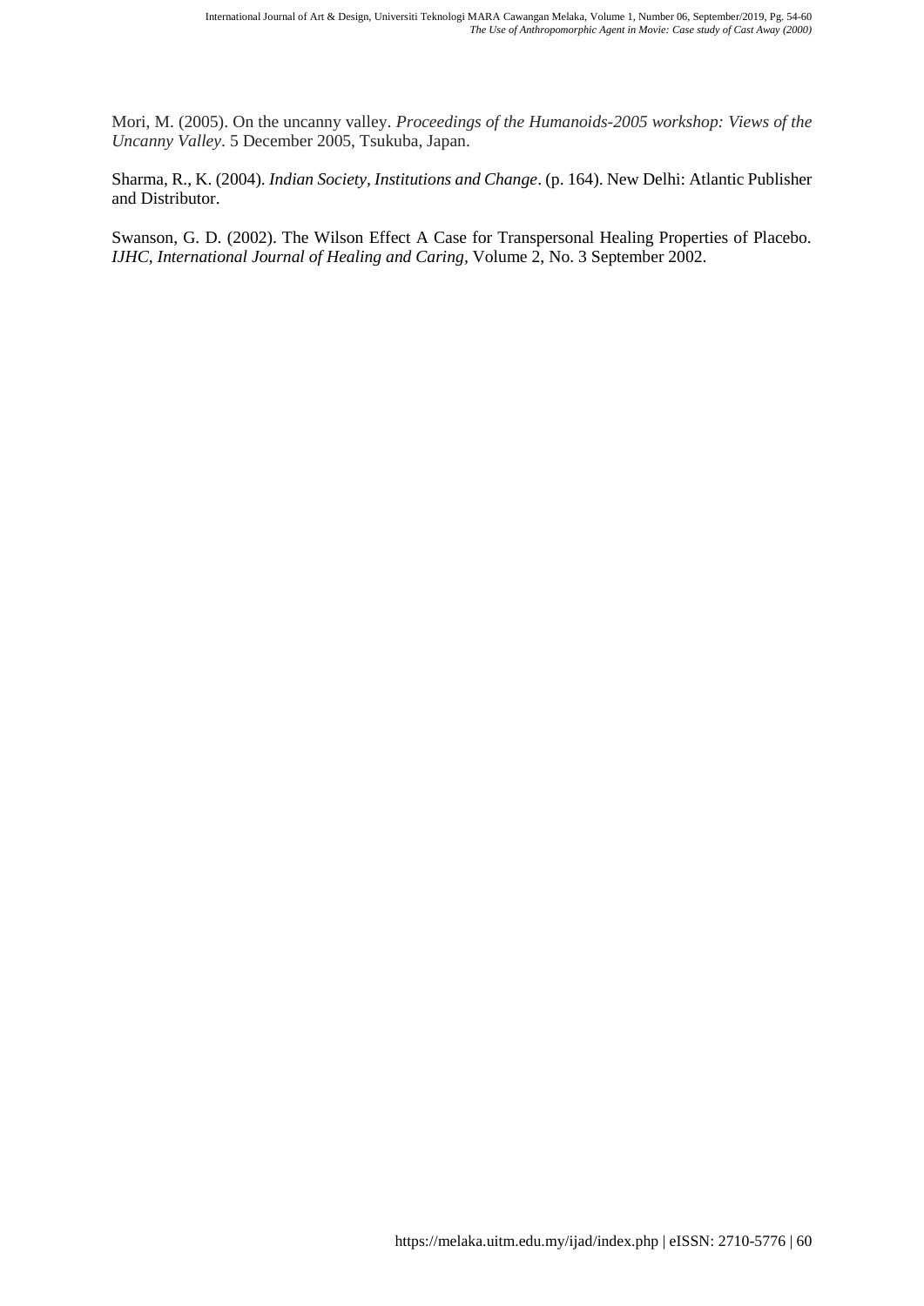Mori, M. (2005). On the uncanny valley. *Proceedings of the Humanoids-2005 workshop: Views of the Uncanny Valley*. 5 December 2005, Tsukuba, Japan.

Sharma, R., K. (2004). *Indian Society, Institutions and Change*. (p. 164). New Delhi: Atlantic Publisher and Distributor.

Swanson, G. D. (2002). The Wilson Effect A Case for Transpersonal Healing Properties of Placebo. *IJHC, International Journal of Healing and Caring*, Volume 2, No. 3 September 2002.